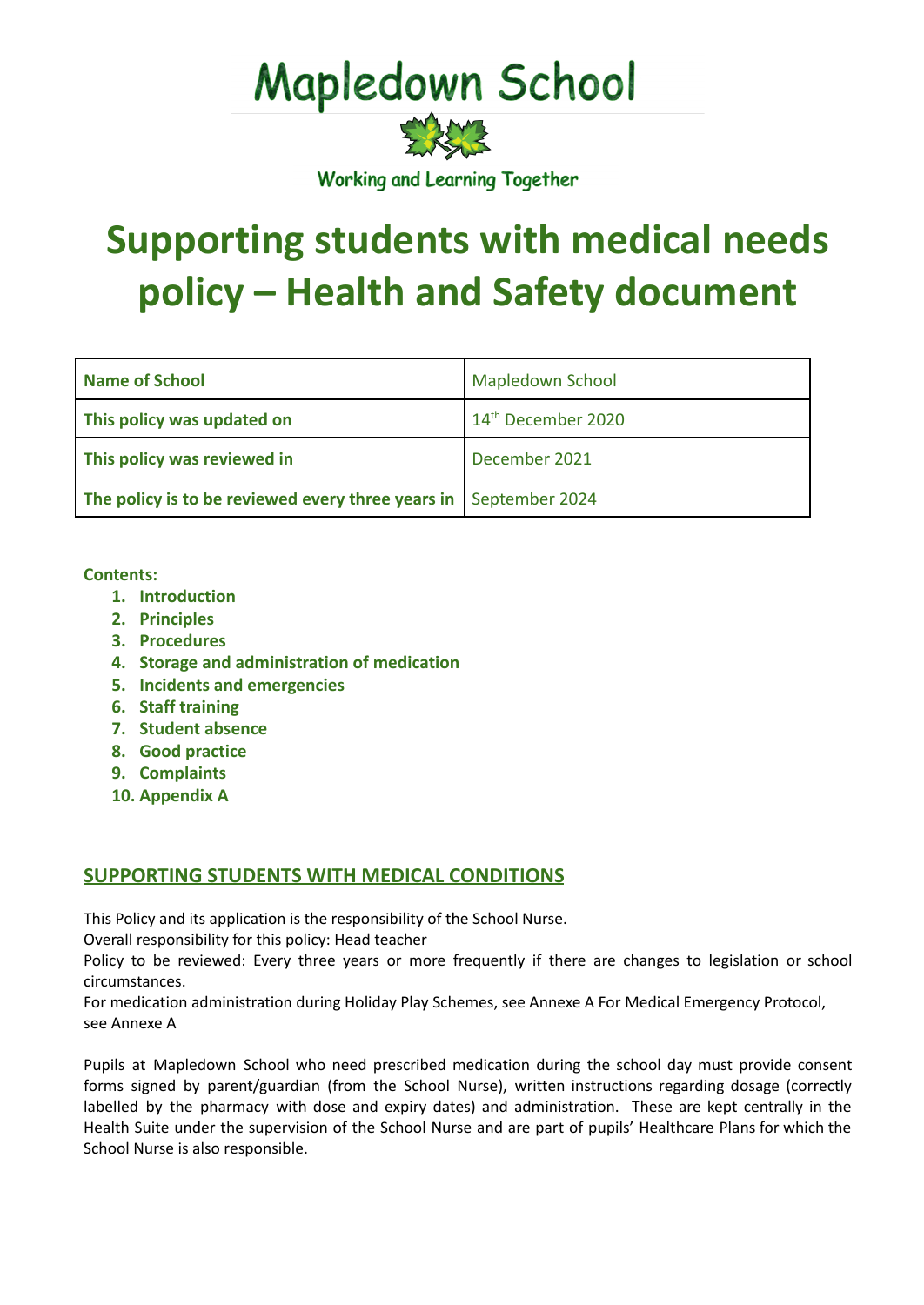# Mapledown School

Working and Learning Together

# Supporting students with medical needs policy – Health and Safety document

| Name of School | Mapledown School |
|---|---|
| This policy was updated on | 14th December 2020 |
| This policy was reviewed in | December 2021 |
| The policy is to be reviewed every three years in | September 2024 |

**Contents:**

1. **Introduction**
2. **Principles**
3. **Procedures**
4. **Storage and administration of medication**
5. **Incidents and emergencies**
6. **Staff training**
7. **Student absence**
8. **Good practice**
9. **Complaints**
10. **Appendix A**

## SUPPORTING STUDENTS WITH MEDICAL CONDITIONS

This Policy and its application is the responsibility of the School Nurse.
Overall responsibility for this policy: Head teacher
Policy to be reviewed: Every three years or more frequently if there are changes to legislation or school circumstances.
For medication administration during Holiday Play Schemes, see Annexe A For Medical Emergency Protocol, see Annexe A

Pupils at Mapledown School who need prescribed medication during the school day must provide consent forms signed by parent/guardian (from the School Nurse), written instructions regarding dosage (correctly labelled by the pharmacy with dose and expiry dates) and administration. These are kept centrally in the Health Suite under the supervision of the School Nurse and are part of pupils' Healthcare Plans for which the School Nurse is also responsible.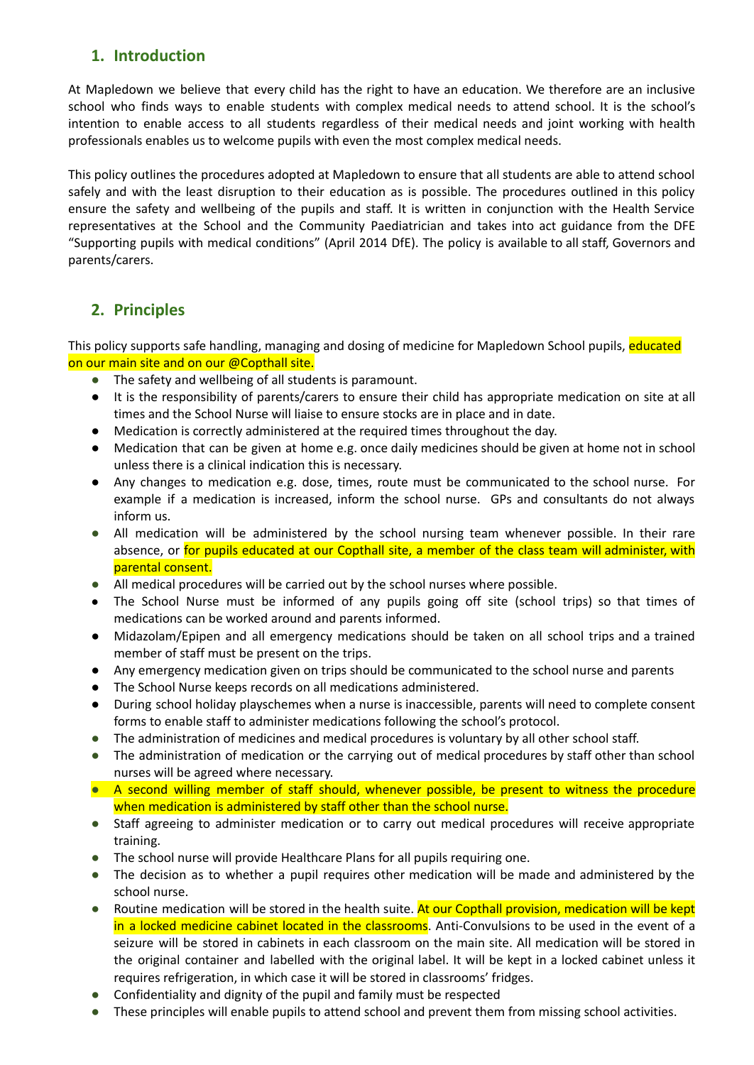## 1. Introduction

At Mapledown we believe that every child has the right to have an education. We therefore are an inclusive school who finds ways to enable students with complex medical needs to attend school. It is the school's intention to enable access to all students regardless of their medical needs and joint working with health professionals enables us to welcome pupils with even the most complex medical needs.

This policy outlines the procedures adopted at Mapledown to ensure that all students are able to attend school safely and with the least disruption to their education as is possible. The procedures outlined in this policy ensure the safety and wellbeing of the pupils and staff. It is written in conjunction with the Health Service representatives at the School and the Community Paediatrician and takes into act guidance from the DFE "Supporting pupils with medical conditions" (April 2014 DfE). The policy is available to all staff, Governors and parents/carers.

## 2. Principles

This policy supports safe handling, managing and dosing of medicine for Mapledown School pupils, educated on our main site and on our @Copthall site.

- The safety and wellbeing of all students is paramount.
- It is the responsibility of parents/carers to ensure their child has appropriate medication on site at all times and the School Nurse will liaise to ensure stocks are in place and in date.
- Medication is correctly administered at the required times throughout the day.
- Medication that can be given at home e.g. once daily medicines should be given at home not in school unless there is a clinical indication this is necessary.
- Any changes to medication e.g. dose, times, route must be communicated to the school nurse. For example if a medication is increased, inform the school nurse. GPs and consultants do not always inform us.
- All medication will be administered by the school nursing team whenever possible. In their rare absence, or for pupils educated at our Copthall site, a member of the class team will administer, with parental consent.
- All medical procedures will be carried out by the school nurses where possible.
- The School Nurse must be informed of any pupils going off site (school trips) so that times of medications can be worked around and parents informed.
- Midazolam/Epipen and all emergency medications should be taken on all school trips and a trained member of staff must be present on the trips.
- Any emergency medication given on trips should be communicated to the school nurse and parents
- The School Nurse keeps records on all medications administered.
- During school holiday playschemes when a nurse is inaccessible, parents will need to complete consent forms to enable staff to administer medications following the school's protocol.
- The administration of medicines and medical procedures is voluntary by all other school staff.
- The administration of medication or the carrying out of medical procedures by staff other than school nurses will be agreed where necessary.
- A second willing member of staff should, whenever possible, be present to witness the procedure when medication is administered by staff other than the school nurse.
- Staff agreeing to administer medication or to carry out medical procedures will receive appropriate training.
- The school nurse will provide Healthcare Plans for all pupils requiring one.
- The decision as to whether a pupil requires other medication will be made and administered by the school nurse.
- Routine medication will be stored in the health suite. At our Copthall provision, medication will be kept in a locked medicine cabinet located in the classrooms. Anti-Convulsions to be used in the event of a seizure will be stored in cabinets in each classroom on the main site. All medication will be stored in the original container and labelled with the original label. It will be kept in a locked cabinet unless it requires refrigeration, in which case it will be stored in classrooms' fridges.
- Confidentiality and dignity of the pupil and family must be respected
- These principles will enable pupils to attend school and prevent them from missing school activities.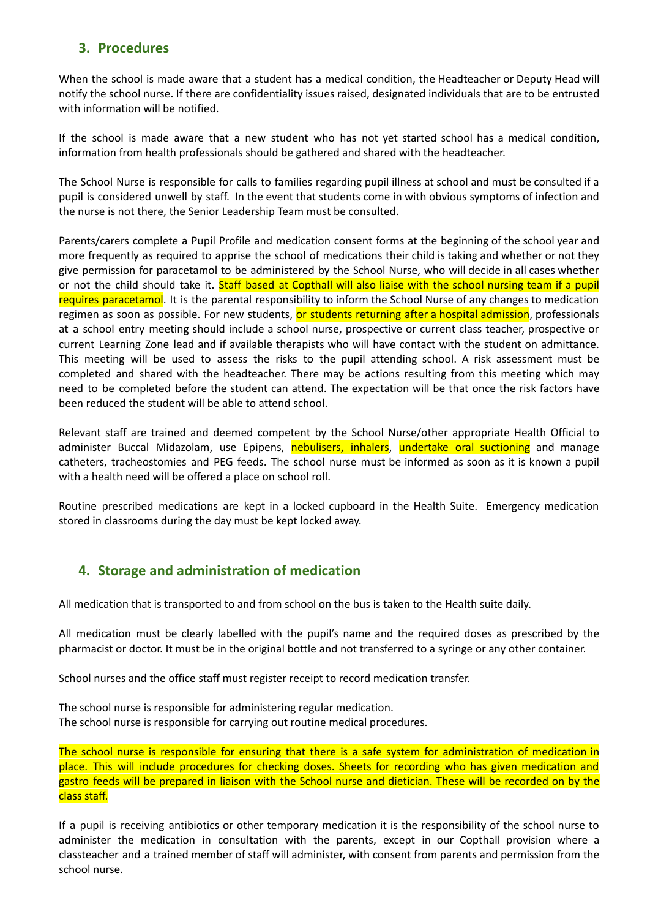## 3. Procedures

When the school is made aware that a student has a medical condition, the Headteacher or Deputy Head will notify the school nurse. If there are confidentiality issues raised, designated individuals that are to be entrusted with information will be notified.

If the school is made aware that a new student who has not yet started school has a medical condition, information from health professionals should be gathered and shared with the headteacher.

The School Nurse is responsible for calls to families regarding pupil illness at school and must be consulted if a pupil is considered unwell by staff. In the event that students come in with obvious symptoms of infection and the nurse is not there, the Senior Leadership Team must be consulted.

Parents/carers complete a Pupil Profile and medication consent forms at the beginning of the school year and more frequently as required to apprise the school of medications their child is taking and whether or not they give permission for paracetamol to be administered by the School Nurse, who will decide in all cases whether or not the child should take it. Staff based at Copthall will also liaise with the school nursing team if a pupil requires paracetamol. It is the parental responsibility to inform the School Nurse of any changes to medication regimen as soon as possible. For new students, or students returning after a hospital admission, professionals at a school entry meeting should include a school nurse, prospective or current class teacher, prospective or current Learning Zone lead and if available therapists who will have contact with the student on admittance. This meeting will be used to assess the risks to the pupil attending school. A risk assessment must be completed and shared with the headteacher. There may be actions resulting from this meeting which may need to be completed before the student can attend. The expectation will be that once the risk factors have been reduced the student will be able to attend school.

Relevant staff are trained and deemed competent by the School Nurse/other appropriate Health Official to administer Buccal Midazolam, use Epipens, nebulisers, inhalers, undertake oral suctioning and manage catheters, tracheostomies and PEG feeds. The school nurse must be informed as soon as it is known a pupil with a health need will be offered a place on school roll.

Routine prescribed medications are kept in a locked cupboard in the Health Suite. Emergency medication stored in classrooms during the day must be kept locked away.

## 4. Storage and administration of medication

All medication that is transported to and from school on the bus is taken to the Health suite daily.

All medication must be clearly labelled with the pupil's name and the required doses as prescribed by the pharmacist or doctor. It must be in the original bottle and not transferred to a syringe or any other container.

School nurses and the office staff must register receipt to record medication transfer.

The school nurse is responsible for administering regular medication.
The school nurse is responsible for carrying out routine medical procedures.

The school nurse is responsible for ensuring that there is a safe system for administration of medication in place. This will include procedures for checking doses. Sheets for recording who has given medication and gastro feeds will be prepared in liaison with the School nurse and dietician. These will be recorded on by the class staff.

If a pupil is receiving antibiotics or other temporary medication it is the responsibility of the school nurse to administer the medication in consultation with the parents, except in our Copthall provision where a classteacher and a trained member of staff will administer, with consent from parents and permission from the school nurse.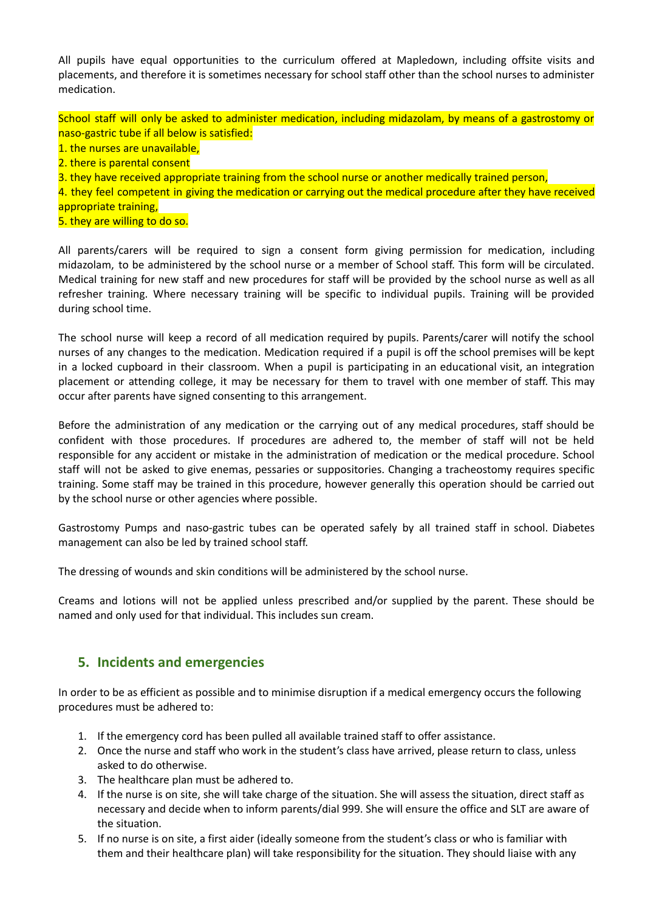All pupils have equal opportunities to the curriculum offered at Mapledown, including offsite visits and placements, and therefore it is sometimes necessary for school staff other than the school nurses to administer medication.

School staff will only be asked to administer medication, including midazolam, by means of a gastrostomy or naso-gastric tube if all below is satisfied:
1. the nurses are unavailable,
2. there is parental consent
3. they have received appropriate training from the school nurse or another medically trained person,
4. they feel competent in giving the medication or carrying out the medical procedure after they have received appropriate training,
5. they are willing to do so.

All parents/carers will be required to sign a consent form giving permission for medication, including midazolam, to be administered by the school nurse or a member of School staff. This form will be circulated. Medical training for new staff and new procedures for staff will be provided by the school nurse as well as all refresher training. Where necessary training will be specific to individual pupils. Training will be provided during school time.

The school nurse will keep a record of all medication required by pupils. Parents/carer will notify the school nurses of any changes to the medication. Medication required if a pupil is off the school premises will be kept in a locked cupboard in their classroom. When a pupil is participating in an educational visit, an integration placement or attending college, it may be necessary for them to travel with one member of staff. This may occur after parents have signed consenting to this arrangement.

Before the administration of any medication or the carrying out of any medical procedures, staff should be confident with those procedures. If procedures are adhered to, the member of staff will not be held responsible for any accident or mistake in the administration of medication or the medical procedure. School staff will not be asked to give enemas, pessaries or suppositories. Changing a tracheostomy requires specific training. Some staff may be trained in this procedure, however generally this operation should be carried out by the school nurse or other agencies where possible.

Gastrostomy Pumps and naso-gastric tubes can be operated safely by all trained staff in school. Diabetes management can also be led by trained school staff.

The dressing of wounds and skin conditions will be administered by the school nurse.

Creams and lotions will not be applied unless prescribed and/or supplied by the parent. These should be named and only used for that individual. This includes sun cream.

## 5. Incidents and emergencies

In order to be as efficient as possible and to minimise disruption if a medical emergency occurs the following procedures must be adhered to:

1. If the emergency cord has been pulled all available trained staff to offer assistance.
2. Once the nurse and staff who work in the student's class have arrived, please return to class, unless asked to do otherwise.
3. The healthcare plan must be adhered to.
4. If the nurse is on site, she will take charge of the situation. She will assess the situation, direct staff as necessary and decide when to inform parents/dial 999. She will ensure the office and SLT are aware of the situation.
5. If no nurse is on site, a first aider (ideally someone from the student's class or who is familiar with them and their healthcare plan) will take responsibility for the situation. They should liaise with any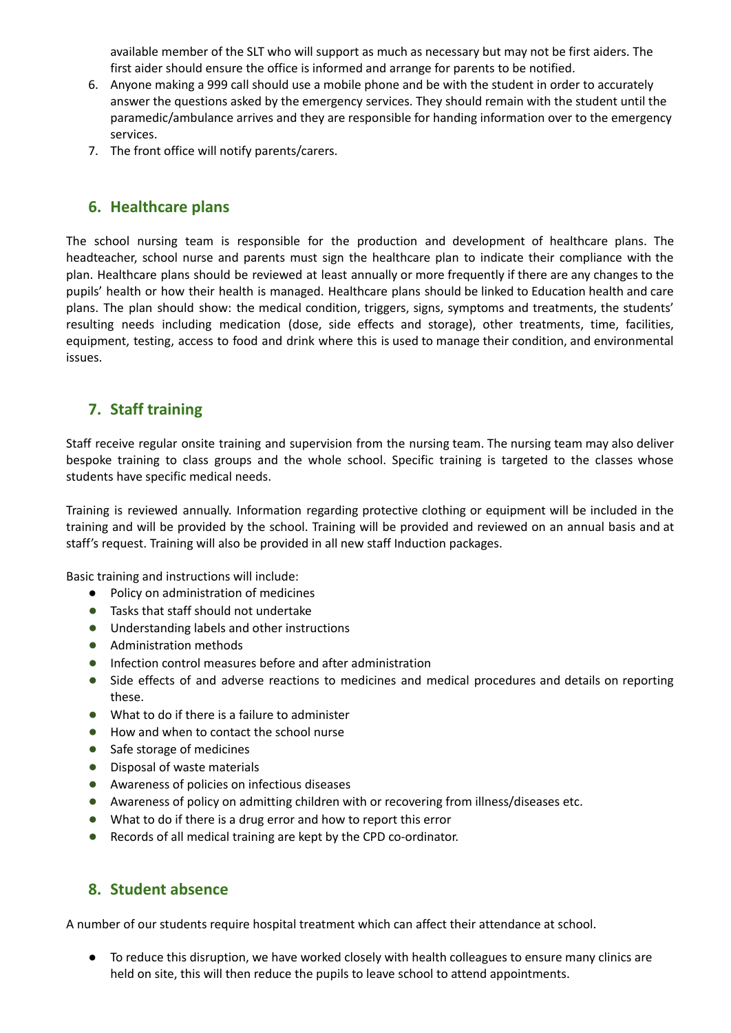available member of the SLT who will support as much as necessary but may not be first aiders. The first aider should ensure the office is informed and arrange for parents to be notified.

6. Anyone making a 999 call should use a mobile phone and be with the student in order to accurately answer the questions asked by the emergency services. They should remain with the student until the paramedic/ambulance arrives and they are responsible for handing information over to the emergency services.
7. The front office will notify parents/carers.

## 6. Healthcare plans

The school nursing team is responsible for the production and development of healthcare plans. The headteacher, school nurse and parents must sign the healthcare plan to indicate their compliance with the plan. Healthcare plans should be reviewed at least annually or more frequently if there are any changes to the pupils' health or how their health is managed. Healthcare plans should be linked to Education health and care plans. The plan should show: the medical condition, triggers, signs, symptoms and treatments, the students' resulting needs including medication (dose, side effects and storage), other treatments, time, facilities, equipment, testing, access to food and drink where this is used to manage their condition, and environmental issues.

## 7. Staff training

Staff receive regular onsite training and supervision from the nursing team. The nursing team may also deliver bespoke training to class groups and the whole school. Specific training is targeted to the classes whose students have specific medical needs.

Training is reviewed annually. Information regarding protective clothing or equipment will be included in the training and will be provided by the school. Training will be provided and reviewed on an annual basis and at staff's request. Training will also be provided in all new staff Induction packages.

Basic training and instructions will include:

- Policy on administration of medicines
- Tasks that staff should not undertake
- Understanding labels and other instructions
- Administration methods
- Infection control measures before and after administration
- Side effects of and adverse reactions to medicines and medical procedures and details on reporting these.
- What to do if there is a failure to administer
- How and when to contact the school nurse
- Safe storage of medicines
- Disposal of waste materials
- Awareness of policies on infectious diseases
- Awareness of policy on admitting children with or recovering from illness/diseases etc.
- What to do if there is a drug error and how to report this error
- Records of all medical training are kept by the CPD co-ordinator.

## 8. Student absence

A number of our students require hospital treatment which can affect their attendance at school.

- To reduce this disruption, we have worked closely with health colleagues to ensure many clinics are held on site, this will then reduce the pupils to leave school to attend appointments.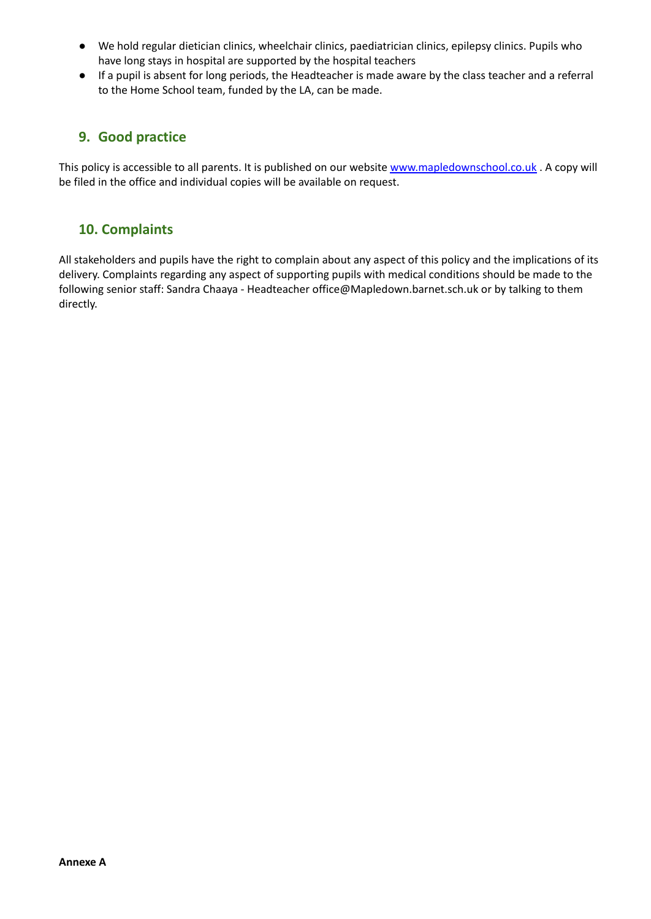- We hold regular dietician clinics, wheelchair clinics, paediatrician clinics, epilepsy clinics. Pupils who have long stays in hospital are supported by the hospital teachers
- If a pupil is absent for long periods, the Headteacher is made aware by the class teacher and a referral to the Home School team, funded by the LA, can be made.

## 9. Good practice

This policy is accessible to all parents. It is published on our website [www.mapledownschool.co.uk](http://www.mapledownschool.co.uk) . A copy will be filed in the office and individual copies will be available on request.

## 10. Complaints

All stakeholders and pupils have the right to complain about any aspect of this policy and the implications of its delivery. Complaints regarding any aspect of supporting pupils with medical conditions should be made to the following senior staff: Sandra Chaaya - Headteacher office@Mapledown.barnet.sch.uk or by talking to them directly.

**Annexe A**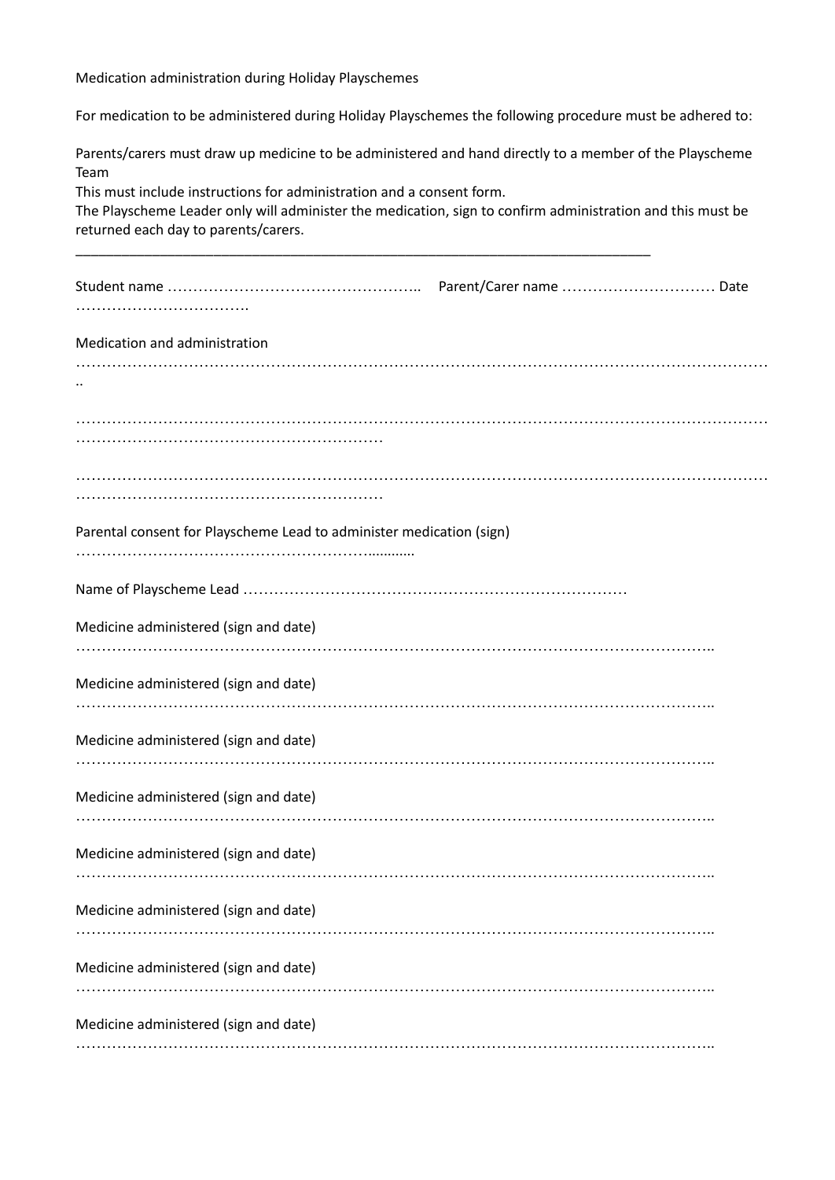Medication administration during Holiday Playschemes

For medication to be administered during Holiday Playschemes the following procedure must be adhered to:

Parents/carers must draw up medicine to be administered and hand directly to a member of the Playscheme Team

This must include instructions for administration and a consent form.

The Playscheme Leader only will administer the medication, sign to confirm administration and this must be returned each day to parents/carers.

---

Student name ………………………………………….. Parent/Carer name ………………………… Date …………………………….

Medication and administration

…………………………………………………………………………………………………………………………..

…………………………………………………………………………………………………………………………………………………………………………………

…………………………………………………………………………………………………………………………………………………………………………………

Parental consent for Playscheme Lead to administer medication (sign)

……………………………………………………...........

Name of Playscheme Lead …………………………………………………………………

Medicine administered (sign and date)

…………………………………………………………………………………………………………..

Medicine administered (sign and date)

…………………………………………………………………………………………………………..

Medicine administered (sign and date)

…………………………………………………………………………………………………………..

Medicine administered (sign and date)

…………………………………………………………………………………………………………..

Medicine administered (sign and date)

…………………………………………………………………………………………………………..

Medicine administered (sign and date)

…………………………………………………………………………………………………………..

Medicine administered (sign and date)

…………………………………………………………………………………………………………..

Medicine administered (sign and date)

…………………………………………………………………………………………………………..